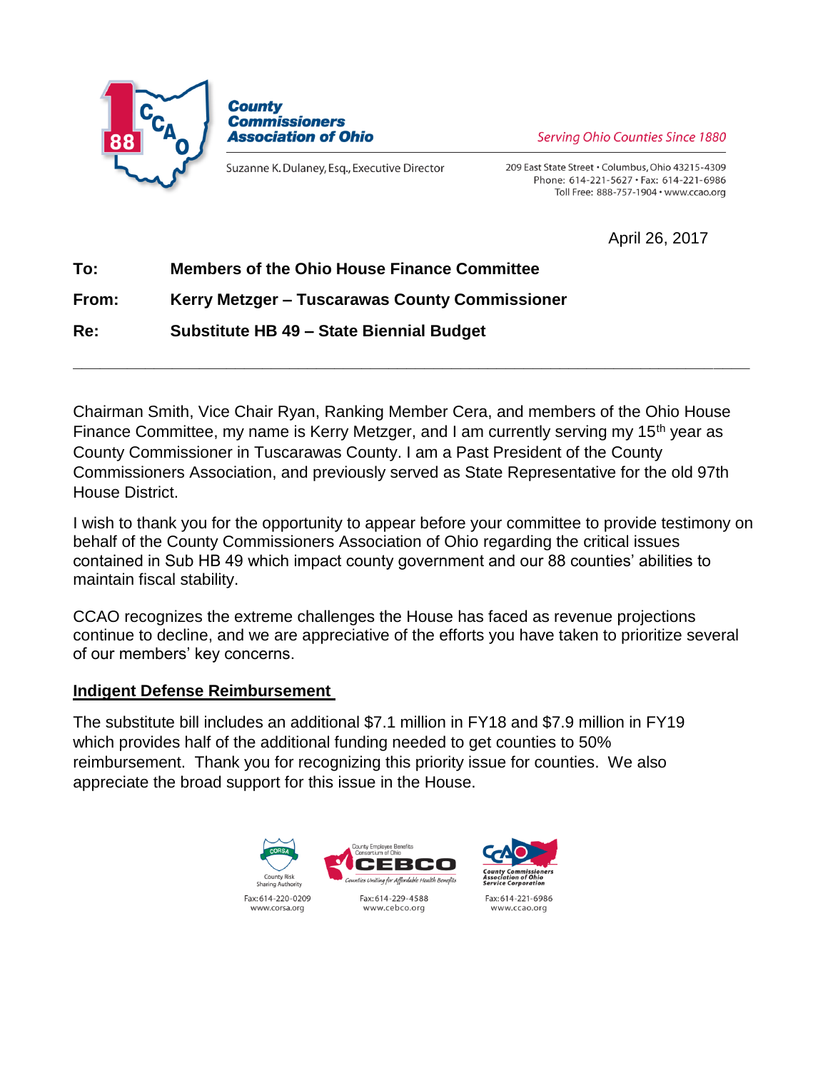**County Commissioners Association of Ohio**

*Serving Ohio Counties Since 1880*

Suzanne K. Dulaney, Esq., Executive Director

209 East State Street • Columbus, Ohio 43215-4309
Phone: 614-221-5627 • Fax: 614-221-6986
Toll Free: 888-757-1904 • www.ccao.org

April 26, 2017

**To:** **Members of the Ohio House Finance Committee**

**From:** **Kerry Metzger – Tuscarawas County Commissioner**

**Re:** **Substitute HB 49 – State Biennial Budget**

---

Chairman Smith, Vice Chair Ryan, Ranking Member Cera, and members of the Ohio House Finance Committee, my name is Kerry Metzger, and I am currently serving my 15th year as County Commissioner in Tuscarawas County. I am a Past President of the County Commissioners Association, and previously served as State Representative for the old 97th House District.

I wish to thank you for the opportunity to appear before your committee to provide testimony on behalf of the County Commissioners Association of Ohio regarding the critical issues contained in Sub HB 49 which impact county government and our 88 counties' abilities to maintain fiscal stability.

CCAO recognizes the extreme challenges the House has faced as revenue projections continue to decline, and we are appreciative of the efforts you have taken to prioritize several of our members' key concerns.

## Indigent Defense Reimbursement

The substitute bill includes an additional $7.1 million in FY18 and $7.9 million in FY19 which provides half of the additional funding needed to get counties to 50% reimbursement. Thank you for recognizing this priority issue for counties. We also appreciate the broad support for this issue in the House.

CORSA – County Risk Sharing Authority — Fax: 614-220-0209 — www.corsa.org

CEBCO – County Employee Benefits Consortium of Ohio — Counties Uniting for Affordable Health Benefits — Fax: 614-229-4588 — www.cebco.org

CCAO – County Commissioners Association of Ohio Service Corporation — Fax: 614-221-6986 — www.ccao.org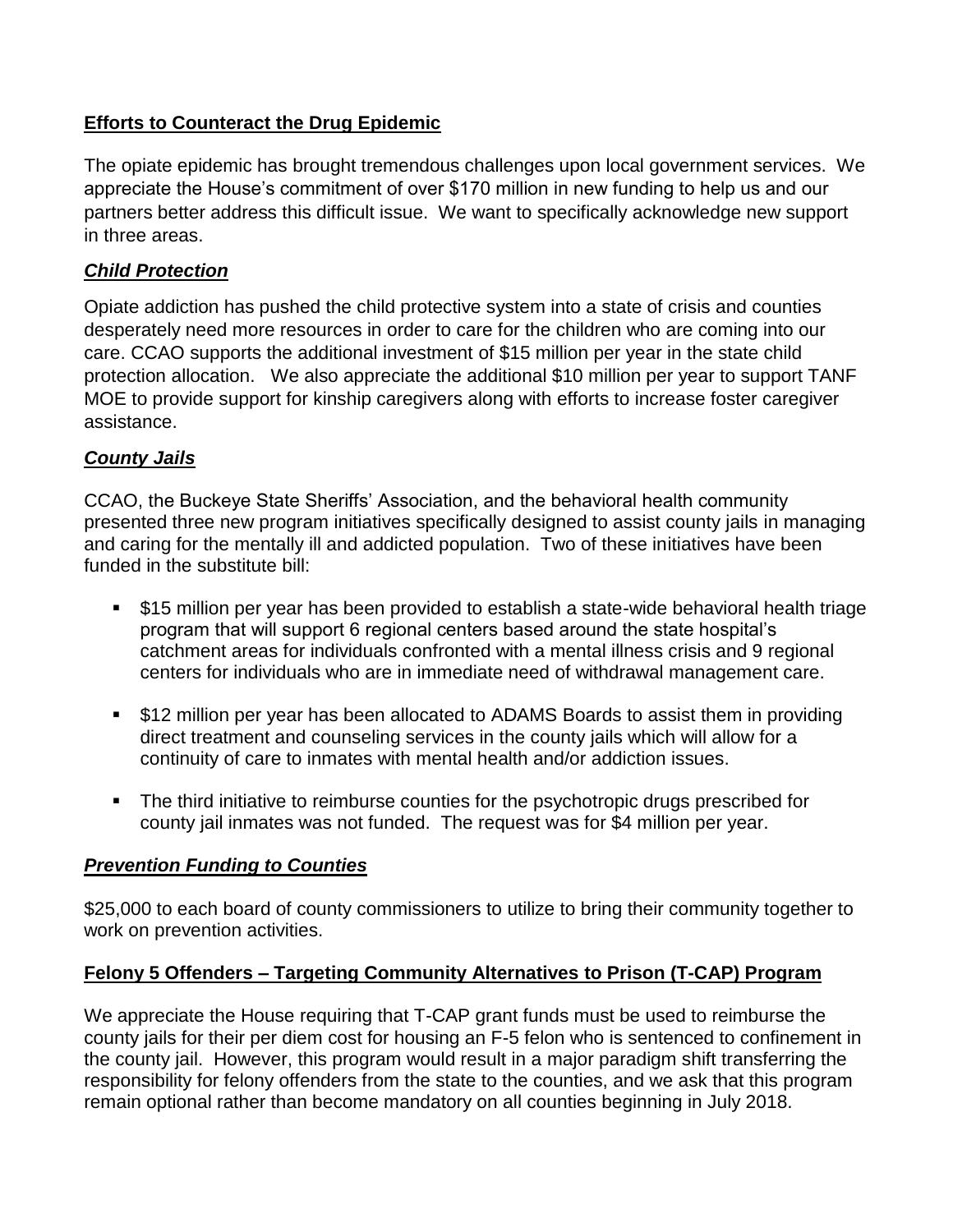## Efforts to Counteract the Drug Epidemic

The opiate epidemic has brought tremendous challenges upon local government services. We appreciate the House's commitment of over $170 million in new funding to help us and our partners better address this difficult issue. We want to specifically acknowledge new support in three areas.

### *Child Protection*

Opiate addiction has pushed the child protective system into a state of crisis and counties desperately need more resources in order to care for the children who are coming into our care. CCAO supports the additional investment of $15 million per year in the state child protection allocation. We also appreciate the additional $10 million per year to support TANF MOE to provide support for kinship caregivers along with efforts to increase foster caregiver assistance.

### *County Jails*

CCAO, the Buckeye State Sheriffs' Association, and the behavioral health community presented three new program initiatives specifically designed to assist county jails in managing and caring for the mentally ill and addicted population. Two of these initiatives have been funded in the substitute bill:

- $15 million per year has been provided to establish a state-wide behavioral health triage program that will support 6 regional centers based around the state hospital's catchment areas for individuals confronted with a mental illness crisis and 9 regional centers for individuals who are in immediate need of withdrawal management care.
- $12 million per year has been allocated to ADAMS Boards to assist them in providing direct treatment and counseling services in the county jails which will allow for a continuity of care to inmates with mental health and/or addiction issues.
- The third initiative to reimburse counties for the psychotropic drugs prescribed for county jail inmates was not funded. The request was for $4 million per year.

### *Prevention Funding to Counties*

$25,000 to each board of county commissioners to utilize to bring their community together to work on prevention activities.

## Felony 5 Offenders – Targeting Community Alternatives to Prison (T-CAP) Program

We appreciate the House requiring that T-CAP grant funds must be used to reimburse the county jails for their per diem cost for housing an F-5 felon who is sentenced to confinement in the county jail. However, this program would result in a major paradigm shift transferring the responsibility for felony offenders from the state to the counties, and we ask that this program remain optional rather than become mandatory on all counties beginning in July 2018.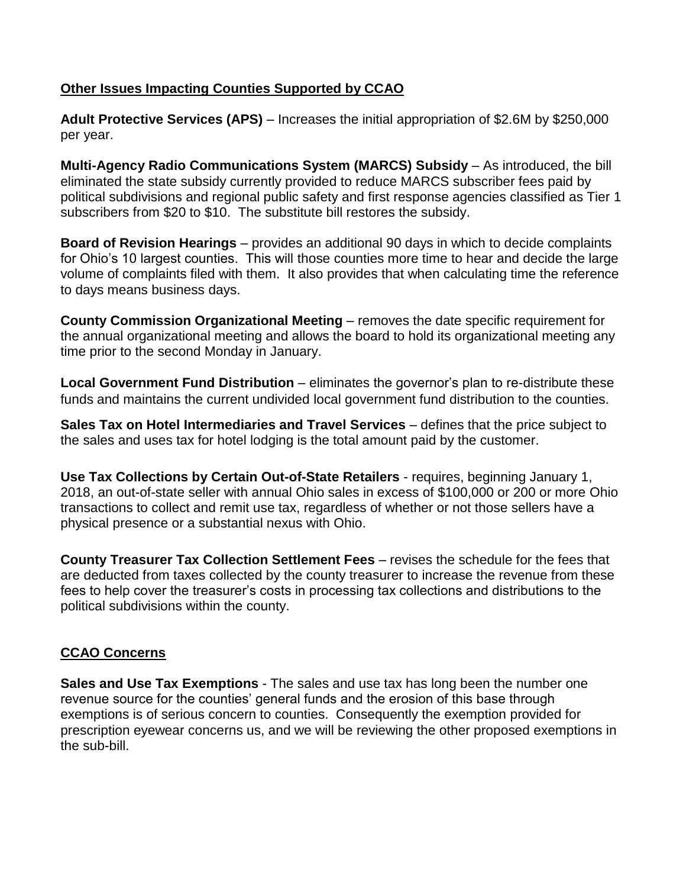## <u>Other Issues Impacting Counties Supported by CCAO</u>

**Adult Protective Services (APS)** – Increases the initial appropriation of $2.6M by $250,000 per year.

**Multi-Agency Radio Communications System (MARCS) Subsidy** – As introduced, the bill eliminated the state subsidy currently provided to reduce MARCS subscriber fees paid by political subdivisions and regional public safety and first response agencies classified as Tier 1 subscribers from $20 to $10. The substitute bill restores the subsidy.

**Board of Revision Hearings** – provides an additional 90 days in which to decide complaints for Ohio's 10 largest counties. This will those counties more time to hear and decide the large volume of complaints filed with them. It also provides that when calculating time the reference to days means business days.

**County Commission Organizational Meeting** – removes the date specific requirement for the annual organizational meeting and allows the board to hold its organizational meeting any time prior to the second Monday in January.

**Local Government Fund Distribution** – eliminates the governor's plan to re-distribute these funds and maintains the current undivided local government fund distribution to the counties.

**Sales Tax on Hotel Intermediaries and Travel Services** – defines that the price subject to the sales and uses tax for hotel lodging is the total amount paid by the customer.

**Use Tax Collections by Certain Out-of-State Retailers** - requires, beginning January 1, 2018, an out-of-state seller with annual Ohio sales in excess of $100,000 or 200 or more Ohio transactions to collect and remit use tax, regardless of whether or not those sellers have a physical presence or a substantial nexus with Ohio.

**County Treasurer Tax Collection Settlement Fees** – revises the schedule for the fees that are deducted from taxes collected by the county treasurer to increase the revenue from these fees to help cover the treasurer's costs in processing tax collections and distributions to the political subdivisions within the county.

## <u>CCAO Concerns</u>

**Sales and Use Tax Exemptions** - The sales and use tax has long been the number one revenue source for the counties' general funds and the erosion of this base through exemptions is of serious concern to counties. Consequently the exemption provided for prescription eyewear concerns us, and we will be reviewing the other proposed exemptions in the sub-bill.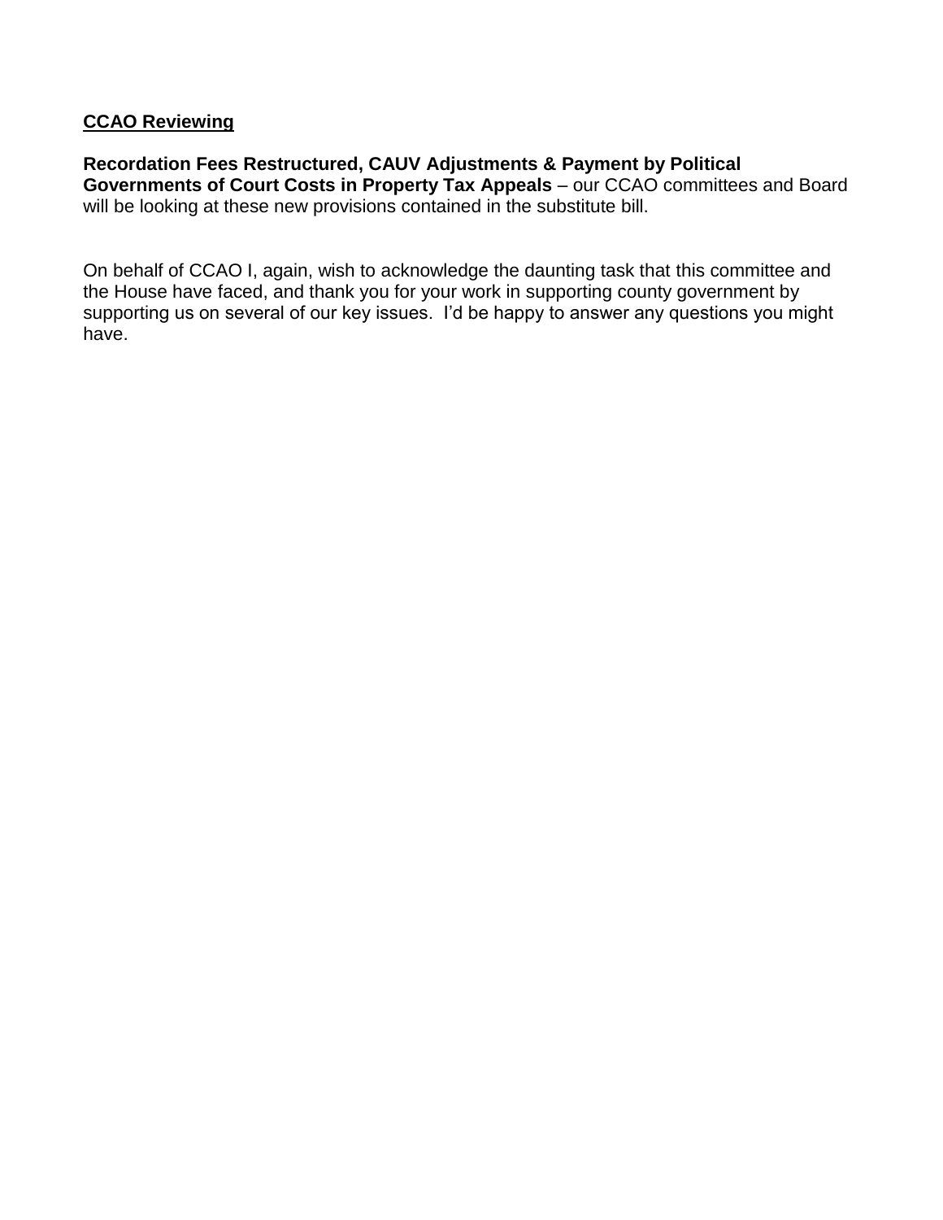**<u>CCAO Reviewing</u>**

**Recordation Fees Restructured, CAUV Adjustments & Payment by Political Governments of Court Costs in Property Tax Appeals** – our CCAO committees and Board will be looking at these new provisions contained in the substitute bill.

On behalf of CCAO I, again, wish to acknowledge the daunting task that this committee and the House have faced, and thank you for your work in supporting county government by supporting us on several of our key issues. I'd be happy to answer any questions you might have.